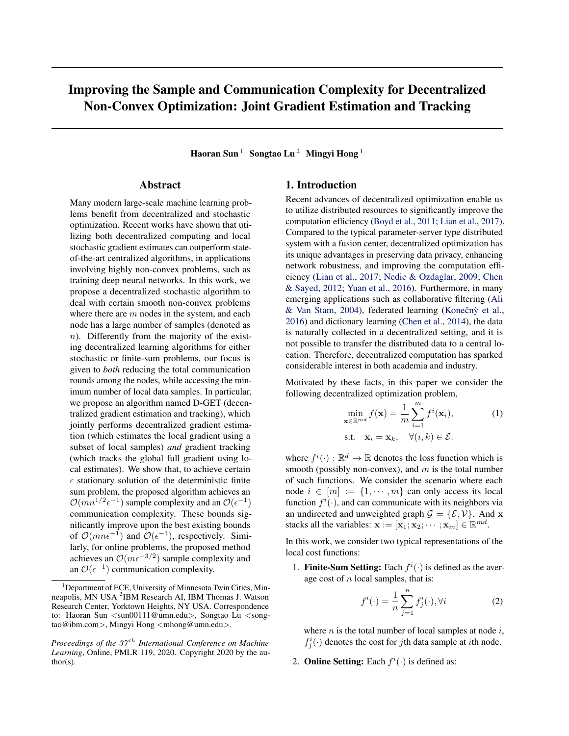# Improving the Sample and Communication Complexity for Decentralized Non-Convex Optimization: Joint Gradient Estimation and Tracking

**Haoran Sun** [1] **Songtao Lu** [2] **Mingyi Hong** [1]

## Abstract

Many modern large-scale machine learning problems benefit from decentralized and stochastic optimization. Recent works have shown that utilizing both decentralized computing and local stochastic gradient estimates can outperform state-of-the-art centralized algorithms, in applications involving highly non-convex problems, such as training deep neural networks. In this work, we propose a decentralized stochastic algorithm to deal with certain smooth non-convex problems where there are $m$ nodes in the system, and each node has a large number of samples (denoted as $n$). Differently from the majority of the existing decentralized learning algorithms for either stochastic or finite-sum problems, our focus is given to *both* reducing the total communication rounds among the nodes, while accessing the minimum number of local data samples. In particular, we propose an algorithm named D-GET (decentralized gradient estimation and tracking), which jointly performs decentralized gradient estimation (which estimates the local gradient using a subset of local samples) *and* gradient tracking (which tracks the global full gradient using local estimates). We show that, to achieve certain $\epsilon$ stationary solution of the deterministic finite sum problem, the proposed algorithm achieves an $\mathcal{O}(mn^{1/2}\epsilon^{-1})$ sample complexity and an $\mathcal{O}(\epsilon^{-1})$ communication complexity. These bounds significantly improve upon the best existing bounds of $\mathcal{O}(mn\epsilon^{-1})$ and $\mathcal{O}(\epsilon^{-1})$, respectively. Similarly, for online problems, the proposed method achieves an $\mathcal{O}(m\epsilon^{-3/2})$ sample complexity and an $\mathcal{O}(\epsilon^{-1})$ communication complexity.

[1]Department of ECE, University of Minnesota Twin Cities, Minneapolis, MN USA [2]IBM Research AI, IBM Thomas J. Watson Research Center, Yorktown Heights, NY USA. Correspondence to: Haoran Sun <sun00111@umn.edu>, Songtao Lu <songtao@ibm.com>, Mingyi Hong <mhong@umn.edu>.

*Proceedings of the 37th International Conference on Machine Learning*, Online, PMLR 119, 2020. Copyright 2020 by the author(s).

## 1. Introduction

Recent advances of decentralized optimization enable us to utilize distributed resources to significantly improve the computation efficiency (Boyd et al., 2011; Lian et al., 2017). Compared to the typical parameter-server type distributed system with a fusion center, decentralized optimization has its unique advantages in preserving data privacy, enhancing network robustness, and improving the computation efficiency (Lian et al., 2017; Nedic & Ozdaglar, 2009; Chen & Sayed, 2012; Yuan et al., 2016). Furthermore, in many emerging applications such as collaborative filtering (Ali & Van Stam, 2004), federated learning (Konečnỳ et al., 2016) and dictionary learning (Chen et al., 2014), the data is naturally collected in a decentralized setting, and it is not possible to transfer the distributed data to a central location. Therefore, decentralized computation has sparked considerable interest in both academia and industry.

Motivated by these facts, in this paper we consider the following decentralized optimization problem,

$$\min_{\mathbf{x}\in\mathbb{R}^{md}} f(\mathbf{x}) = \frac{1}{m}\sum_{i=1}^{m} f^i(\mathbf{x}_i), \qquad \text{s.t.} \quad \mathbf{x}_i = \mathbf{x}_k, \quad \forall (i,k)\in\mathcal{E}. \tag{1}$$

where $f^i(\cdot):\mathbb{R}^d\to\mathbb{R}$ denotes the loss function which is smooth (possibly non-convex), and $m$ is the total number of such functions. We consider the scenario where each node $i\in[m]:=\{1,\cdots,m\}$ can only access its local function $f^i(\cdot)$, and can communicate with its neighbors via an undirected and unweighted graph $\mathcal{G}=\{\mathcal{E},\mathcal{V}\}$. And $\mathbf{x}$ stacks all the variables: $\mathbf{x}:=[\mathbf{x}_1;\mathbf{x}_2;\cdots;\mathbf{x}_m]\in\mathbb{R}^{md}$.

In this work, we consider two typical representations of the local cost functions:

1. **Finite-Sum Setting:** Each $f^i(\cdot)$ is defined as the average cost of $n$ local samples, that is:

$$f^i(\cdot) = \frac{1}{n}\sum_{j=1}^{n} f^i_j(\cdot), \forall i \tag{2}$$

   where $n$ is the total number of local samples at node $i$, $f^i_j(\cdot)$ denotes the cost for $j$th data sample at $i$th node.

2. **Online Setting:** Each $f^i(\cdot)$ is defined as: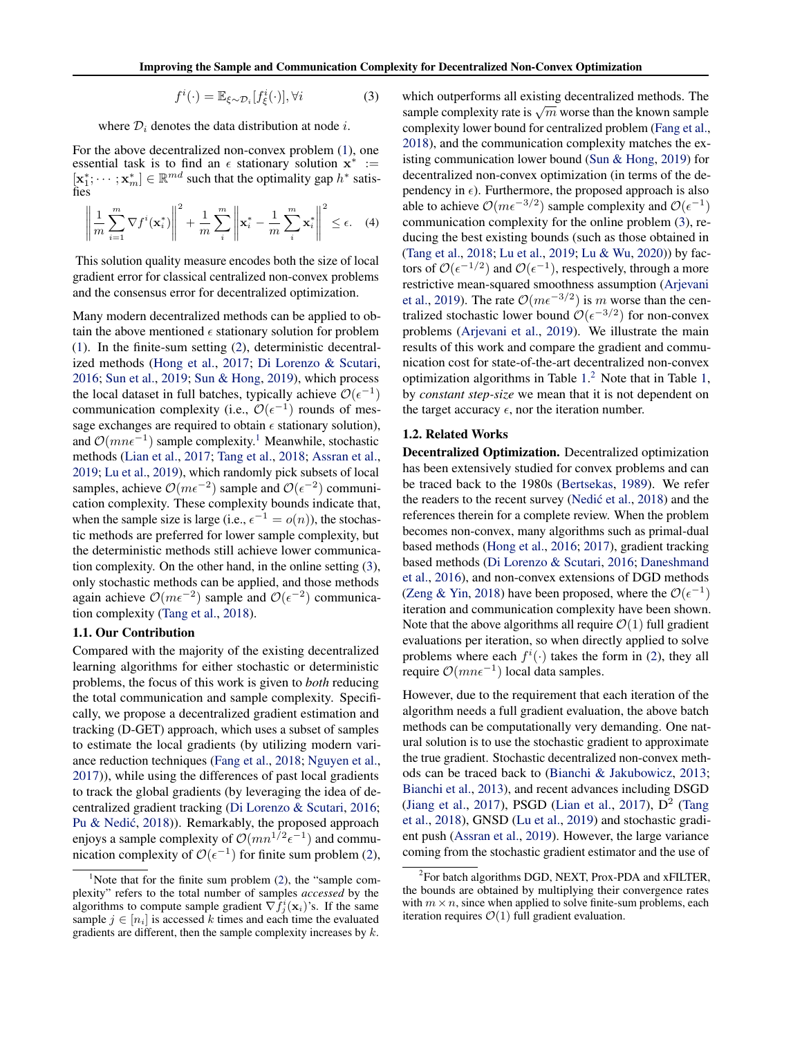$$f^i(\cdot) = \mathbb{E}_{\xi \sim \mathcal{D}_i}[f^i_\xi(\cdot)], \forall i \tag{3}$$

where $\mathcal{D}_i$ denotes the data distribution at node $i$.

For the above decentralized non-convex problem (1), one essential task is to find an $\epsilon$ stationary solution $\mathbf{x}^* := [\mathbf{x}_1^*; \cdots; \mathbf{x}_m^*] \in \mathbb{R}^{md}$ such that the optimality gap $h^*$ satisfies

$$\left\| \frac{1}{m} \sum_{i=1}^{m} \nabla f^i(\mathbf{x}_i^*) \right\|^2 + \frac{1}{m} \sum_{i}^{m} \left\| \mathbf{x}_i^* - \frac{1}{m} \sum_{i}^{m} \mathbf{x}_i^* \right\|^2 \leq \epsilon. \tag{4}$$

This solution quality measure encodes both the size of local gradient error for classical centralized non-convex problems and the consensus error for decentralized optimization.

Many modern decentralized methods can be applied to obtain the above mentioned $\epsilon$ stationary solution for problem (1). In the finite-sum setting (2), deterministic decentralized methods (Hong et al., 2017; Di Lorenzo & Scutari, 2016; Sun et al., 2019; Sun & Hong, 2019), which process the local dataset in full batches, typically achieve $\mathcal{O}(\epsilon^{-1})$ communication complexity (i.e., $\mathcal{O}(\epsilon^{-1})$ rounds of message exchanges are required to obtain $\epsilon$ stationary solution), and $\mathcal{O}(mn\epsilon^{-1})$ sample complexity.[1] Meanwhile, stochastic methods (Lian et al., 2017; Tang et al., 2018; Assran et al., 2019; Lu et al., 2019), which randomly pick subsets of local samples, achieve $\mathcal{O}(m\epsilon^{-2})$ sample and $\mathcal{O}(\epsilon^{-2})$ communication complexity. These complexity bounds indicate that, when the sample size is large (i.e., $\epsilon^{-1} = o(n)$), the stochastic methods are preferred for lower sample complexity, but the deterministic methods still achieve lower communication complexity. On the other hand, in the online setting (3), only stochastic methods can be applied, and those methods again achieve $\mathcal{O}(m\epsilon^{-2})$ sample and $\mathcal{O}(\epsilon^{-2})$ communication complexity (Tang et al., 2018).

### 1.1. Our Contribution

Compared with the majority of the existing decentralized learning algorithms for either stochastic or deterministic problems, the focus of this work is given to *both* reducing the total communication and sample complexity. Specifically, we propose a decentralized gradient estimation and tracking (D-GET) approach, which uses a subset of samples to estimate the local gradients (by utilizing modern variance reduction techniques (Fang et al., 2018; Nguyen et al., 2017)), while using the differences of past local gradients to track the global gradients (by leveraging the idea of decentralized gradient tracking (Di Lorenzo & Scutari, 2016; Pu & Nedić, 2018)). Remarkably, the proposed approach enjoys a sample complexity of $\mathcal{O}(mn^{1/2}\epsilon^{-1})$ and communication complexity of $\mathcal{O}(\epsilon^{-1})$ for finite sum problem (2), which outperforms all existing decentralized methods. The sample complexity rate is $\sqrt{m}$ worse than the known sample complexity lower bound for centralized problem (Fang et al., 2018), and the communication complexity matches the existing communication lower bound (Sun & Hong, 2019) for decentralized non-convex optimization (in terms of the dependency in $\epsilon$). Furthermore, the proposed approach is also able to achieve $\mathcal{O}(m\epsilon^{-3/2})$ sample complexity and $\mathcal{O}(\epsilon^{-1})$ communication complexity for the online problem (3), reducing the best existing bounds (such as those obtained in (Tang et al., 2018; Lu et al., 2019; Lu & Wu, 2020)) by factors of $\mathcal{O}(\epsilon^{-1/2})$ and $\mathcal{O}(\epsilon^{-1})$, respectively, through a more restrictive mean-squared smoothness assumption (Arjevani et al., 2019). The rate $\mathcal{O}(m\epsilon^{-3/2})$ is $m$ worse than the centralized stochastic lower bound $\mathcal{O}(\epsilon^{-3/2})$ for non-convex problems (Arjevani et al., 2019). We illustrate the main results of this work and compare the gradient and communication cost for state-of-the-art decentralized non-convex optimization algorithms in Table 1.[2] Note that in Table 1, by *constant step-size* we mean that it is not dependent on the target accuracy $\epsilon$, nor the iteration number.

### 1.2. Related Works

**Decentralized Optimization.** Decentralized optimization has been extensively studied for convex problems and can be traced back to the 1980s (Bertsekas, 1989). We refer the readers to the recent survey (Nedić et al., 2018) and the references therein for a complete review. When the problem becomes non-convex, many algorithms such as primal-dual based methods (Hong et al., 2016; 2017), gradient tracking based methods (Di Lorenzo & Scutari, 2016; Daneshmand et al., 2016), and non-convex extensions of DGD methods (Zeng & Yin, 2018) have been proposed, where the $\mathcal{O}(\epsilon^{-1})$ iteration and communication complexity have been shown. Note that the above algorithms all require $\mathcal{O}(1)$ full gradient evaluations per iteration, so when directly applied to solve problems where each $f^i(\cdot)$ takes the form in (2), they all require $\mathcal{O}(mn\epsilon^{-1})$ local data samples.

However, due to the requirement that each iteration of the algorithm needs a full gradient evaluation, the above batch methods can be computationally very demanding. One natural solution is to use the stochastic gradient to approximate the true gradient. Stochastic decentralized non-convex methods can be traced back to (Bianchi & Jakubowicz, 2013; Bianchi et al., 2013), and recent advances including DSGD (Jiang et al., 2017), PSGD (Lian et al., 2017), $\text{D}^2$ (Tang et al., 2018), GNSD (Lu et al., 2019) and stochastic gradient push (Assran et al., 2019). However, the large variance coming from the stochastic gradient estimator and the use of

[1] Note that for the finite sum problem (2), the "sample complexity" refers to the total number of samples *accessed* by the algorithms to compute sample gradient $\nabla f^i_j(\mathbf{x}_i)$'s. If the same sample $j \in [n_i]$ is accessed $k$ times and each time the evaluated gradients are different, then the sample complexity increases by $k$.

[2] For batch algorithms DGD, NEXT, Prox-PDA and xFILTER, the bounds are obtained by multiplying their convergence rates with $m \times n$, since when applied to solve finite-sum problems, each iteration requires $\mathcal{O}(1)$ full gradient evaluation.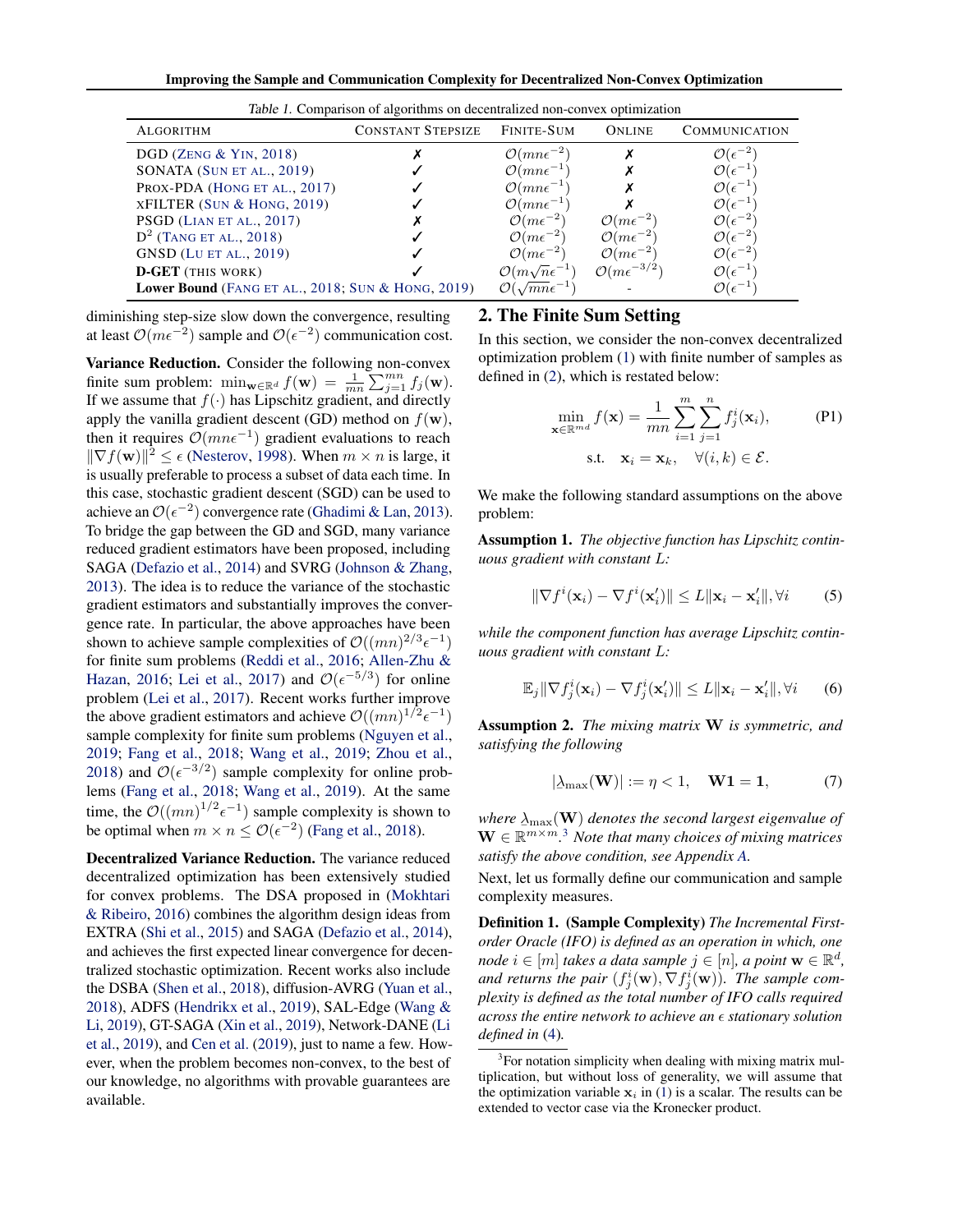Table 1. Comparison of algorithms on decentralized non-convex optimization

| Algorithm | Constant Stepsize | Finite-Sum | Online | Communication |
|---|---|---|---|---|
| DGD (Zeng & Yin, 2018) | ✗ | $\mathcal{O}(mn\epsilon^{-2})$ | ✗ | $\mathcal{O}(\epsilon^{-2})$ |
| SONATA (Sun et al., 2019) | ✓ | $\mathcal{O}(mn\epsilon^{-1})$ | ✗ | $\mathcal{O}(\epsilon^{-1})$ |
| Prox-PDA (Hong et al., 2017) | ✓ | $\mathcal{O}(mn\epsilon^{-1})$ | ✗ | $\mathcal{O}(\epsilon^{-1})$ |
| xFILTER (Sun & Hong, 2019) | ✓ | $\mathcal{O}(mn\epsilon^{-1})$ | ✗ | $\mathcal{O}(\epsilon^{-1})$ |
| PSGD (Lian et al., 2017) | ✗ | $\mathcal{O}(m\epsilon^{-2})$ | $\mathcal{O}(m\epsilon^{-2})$ | $\mathcal{O}(\epsilon^{-2})$ |
| D$^2$ (Tang et al., 2018) | ✓ | $\mathcal{O}(m\epsilon^{-2})$ | $\mathcal{O}(m\epsilon^{-2})$ | $\mathcal{O}(\epsilon^{-2})$ |
| GNSD (Lu et al., 2019) | ✓ | $\mathcal{O}(m\epsilon^{-2})$ | $\mathcal{O}(m\epsilon^{-2})$ | $\mathcal{O}(\epsilon^{-2})$ |
| **D-GET** (this work) | ✓ | $\mathcal{O}(m\sqrt{n}\epsilon^{-1})$ | $\mathcal{O}(m\epsilon^{-3/2})$ | $\mathcal{O}(\epsilon^{-1})$ |
| **Lower Bound** (Fang et al., 2018; Sun & Hong, 2019) | | $\mathcal{O}(\sqrt{mn}\epsilon^{-1})$ | - | $\mathcal{O}(\epsilon^{-1})$ |

diminishing step-size slow down the convergence, resulting at least $\mathcal{O}(m\epsilon^{-2})$ sample and $\mathcal{O}(\epsilon^{-2})$ communication cost.

**Variance Reduction.** Consider the following non-convex finite sum problem: $\min_{\mathbf{w}\in\mathbb{R}^d} f(\mathbf{w}) = \frac{1}{mn}\sum_{j=1}^{mn} f_j(\mathbf{w})$. If we assume that $f(\cdot)$ has Lipschitz gradient, and directly apply the vanilla gradient descent (GD) method on $f(\mathbf{w})$, then it requires $\mathcal{O}(mn\epsilon^{-1})$ gradient evaluations to reach $\|\nabla f(\mathbf{w})\|^2 \le \epsilon$ (Nesterov, 1998). When $m \times n$ is large, it is usually preferable to process a subset of data each time. In this case, stochastic gradient descent (SGD) can be used to achieve an $\mathcal{O}(\epsilon^{-2})$ convergence rate (Ghadimi & Lan, 2013). To bridge the gap between the GD and SGD, many variance reduced gradient estimators have been proposed, including SAGA (Defazio et al., 2014) and SVRG (Johnson & Zhang, 2013). The idea is to reduce the variance of the stochastic gradient estimators and substantially improves the convergence rate. In particular, the above approaches have been shown to achieve sample complexities of $\mathcal{O}((mn)^{2/3}\epsilon^{-1})$ for finite sum problems (Reddi et al., 2016; Allen-Zhu & Hazan, 2016; Lei et al., 2017) and $\mathcal{O}(\epsilon^{-5/3})$ for online problem (Lei et al., 2017). Recent works further improve the above gradient estimators and achieve $\mathcal{O}((mn)^{1/2}\epsilon^{-1})$ sample complexity for finite sum problems (Nguyen et al., 2019; Fang et al., 2018; Wang et al., 2019; Zhou et al., 2018) and $\mathcal{O}(\epsilon^{-3/2})$ sample complexity for online problems (Fang et al., 2018; Wang et al., 2019). At the same time, the $\mathcal{O}((mn)^{1/2}\epsilon^{-1})$ sample complexity is shown to be optimal when $m \times n \le \mathcal{O}(\epsilon^{-2})$ (Fang et al., 2018).

**Decentralized Variance Reduction.** The variance reduced decentralized optimization has been extensively studied for convex problems. The DSA proposed in (Mokhtari & Ribeiro, 2016) combines the algorithm design ideas from EXTRA (Shi et al., 2015) and SAGA (Defazio et al., 2014), and achieves the first expected linear convergence for decentralized stochastic optimization. Recent works also include the DSBA (Shen et al., 2018), diffusion-AVRG (Yuan et al., 2018), ADFS (Hendrikx et al., 2019), SAL-Edge (Wang & Li, 2019), GT-SAGA (Xin et al., 2019), Network-DANE (Li et al., 2019), and Cen et al. (2019), just to name a few. However, when the problem becomes non-convex, to the best of our knowledge, no algorithms with provable guarantees are available.

## 2. The Finite Sum Setting

In this section, we consider the non-convex decentralized optimization problem (1) with finite number of samples as defined in (2), which is restated below:

$$\min_{\mathbf{x}\in\mathbb{R}^{md}} f(\mathbf{x}) = \frac{1}{mn}\sum_{i=1}^{m}\sum_{j=1}^{n} f_j^i(\mathbf{x}_i), \quad \text{s.t.} \quad \mathbf{x}_i = \mathbf{x}_k, \quad \forall (i,k)\in\mathcal{E}. \tag{P1}$$

We make the following standard assumptions on the above problem:

**Assumption 1.** *The objective function has Lipschitz continuous gradient with constant $L$:*

$$\|\nabla f^i(\mathbf{x}_i) - \nabla f^i(\mathbf{x}_i')\| \le L\|\mathbf{x}_i - \mathbf{x}_i'\|, \forall i \tag{5}$$

*while the component function has average Lipschitz continuous gradient with constant $L$:*

$$\mathbb{E}_j\|\nabla f_j^i(\mathbf{x}_i) - \nabla f_j^i(\mathbf{x}_i')\| \le L\|\mathbf{x}_i - \mathbf{x}_i'\|, \forall i \tag{6}$$

**Assumption 2.** *The mixing matrix $\mathbf{W}$ is symmetric, and satisfying the following*

$$|\underline{\lambda}_{\max}(\mathbf{W})| := \eta < 1, \quad \mathbf{W}\mathbf{1} = \mathbf{1}, \tag{7}$$

*where $\underline{\lambda}_{\max}(\mathbf{W})$ denotes the second largest eigenvalue of $\mathbf{W} \in \mathbb{R}^{m\times m}$.*[3] *Note that many choices of mixing matrices satisfy the above condition, see Appendix A.*

Next, let us formally define our communication and sample complexity measures.

**Definition 1. (Sample Complexity)** *The Incremental First-order Oracle (IFO) is defined as an operation in which, one node $i\in[m]$ takes a data sample $j\in[n]$, a point $\mathbf{w}\in\mathbb{R}^d$, and returns the pair $(f_j^i(\mathbf{w}), \nabla f_j^i(\mathbf{w}))$. The sample complexity is defined as the total number of IFO calls required across the entire network to achieve an $\epsilon$ stationary solution defined in (4).*

[3] For notation simplicity when dealing with mixing matrix multiplication, but without loss of generality, we will assume that the optimization variable $\mathbf{x}_i$ in (1) is a scalar. The results can be extended to vector case via the Kronecker product.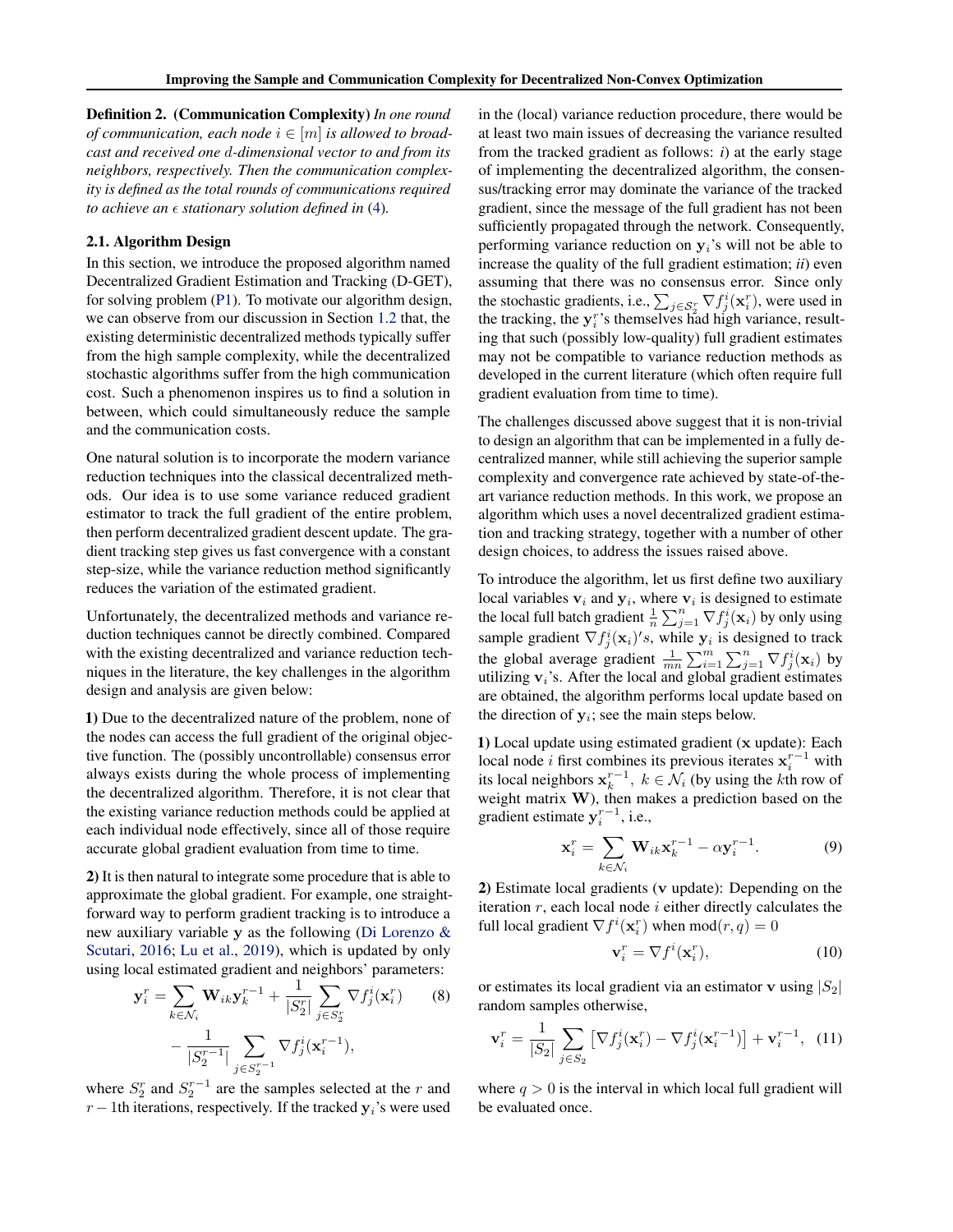**Definition 2. (Communication Complexity)** *In one round of communication, each node $i \in [m]$ is allowed to broadcast and received one $d$-dimensional vector to and from its neighbors, respectively. Then the communication complexity is defined as the total rounds of communications required to achieve an $\epsilon$ stationary solution defined in (4).*

### 2.1. Algorithm Design

In this section, we introduce the proposed algorithm named Decentralized Gradient Estimation and Tracking (D-GET), for solving problem (P1). To motivate our algorithm design, we can observe from our discussion in Section 1.2 that, the existing deterministic decentralized methods typically suffer from the high sample complexity, while the decentralized stochastic algorithms suffer from the high communication cost. Such a phenomenon inspires us to find a solution in between, which could simultaneously reduce the sample and the communication costs.

One natural solution is to incorporate the modern variance reduction techniques into the classical decentralized methods. Our idea is to use some variance reduced gradient estimator to track the full gradient of the entire problem, then perform decentralized gradient descent update. The gradient tracking step gives us fast convergence with a constant step-size, while the variance reduction method significantly reduces the variation of the estimated gradient.

Unfortunately, the decentralized methods and variance reduction techniques cannot be directly combined. Compared with the existing decentralized and variance reduction techniques in the literature, the key challenges in the algorithm design and analysis are given below:

**1)** Due to the decentralized nature of the problem, none of the nodes can access the full gradient of the original objective function. The (possibly uncontrollable) consensus error always exists during the whole process of implementing the decentralized algorithm. Therefore, it is not clear that the existing variance reduction methods could be applied at each individual node effectively, since all of those require accurate global gradient evaluation from time to time.

**2)** It is then natural to integrate some procedure that is able to approximate the global gradient. For example, one straightforward way to perform gradient tracking is to introduce a new auxiliary variable $\mathbf{y}$ as the following (Di Lorenzo & Scutari, 2016; Lu et al., 2019), which is updated by only using local estimated gradient and neighbors' parameters:

$$\mathbf{y}_i^r = \sum_{k\in\mathcal{N}_i}\mathbf{W}_{ik}\mathbf{y}_k^{r-1} + \frac{1}{|S_2^r|}\sum_{j\in S_2^r}\nabla f_j^i(\mathbf{x}_i^r) - \frac{1}{|S_2^{r-1}|}\sum_{j\in S_2^{r-1}}\nabla f_j^i(\mathbf{x}_i^{r-1}), \tag{8}$$

where $S_2^r$ and $S_2^{r-1}$ are the samples selected at the $r$ and $r-1$th iterations, respectively. If the tracked $\mathbf{y}_i$'s were used in the (local) variance reduction procedure, there would be at least two main issues of decreasing the variance resulted from the tracked gradient as follows: *i*) at the early stage of implementing the decentralized algorithm, the consensus/tracking error may dominate the variance of the tracked gradient, since the message of the full gradient has not been sufficiently propagated through the network. Consequently, performing variance reduction on $\mathbf{y}_i$'s will not be able to increase the quality of the full gradient estimation; *ii*) even assuming that there was no consensus error. Since only the stochastic gradients, i.e., $\sum_{j\in S_2^r}\nabla f_j^i(\mathbf{x}_i^r)$, were used in the tracking, the $\mathbf{y}_i^r$'s themselves had high variance, resulting that such (possibly low-quality) full gradient estimates may not be compatible to variance reduction methods as developed in the current literature (which often require full gradient evaluation from time to time).

The challenges discussed above suggest that it is non-trivial to design an algorithm that can be implemented in a fully decentralized manner, while still achieving the superior sample complexity and convergence rate achieved by state-of-the-art variance reduction methods. In this work, we propose an algorithm which uses a novel decentralized gradient estimation and tracking strategy, together with a number of other design choices, to address the issues raised above.

To introduce the algorithm, let us first define two auxiliary local variables $\mathbf{v}_i$ and $\mathbf{y}_i$, where $\mathbf{v}_i$ is designed to estimate the local full batch gradient $\frac{1}{n}\sum_{j=1}^n \nabla f_j^i(\mathbf{x}_i)$ by only using sample gradient $\nabla f_j^i(\mathbf{x}_i)'s$, while $\mathbf{y}_i$ is designed to track the global average gradient $\frac{1}{mn}\sum_{i=1}^m\sum_{j=1}^n \nabla f_j^i(\mathbf{x}_i)$ by utilizing $\mathbf{v}_i$'s. After the local and global gradient estimates are obtained, the algorithm performs local update based on the direction of $\mathbf{y}_i$; see the main steps below.

**1)** Local update using estimated gradient ($\mathbf{x}$ update): Each local node $i$ first combines its previous iterates $\mathbf{x}_i^{r-1}$ with its local neighbors $\mathbf{x}_k^{r-1},\ k\in\mathcal{N}_i$ (by using the $k$th row of weight matrix $\mathbf{W}$), then makes a prediction based on the gradient estimate $\mathbf{y}_i^{r-1}$, i.e.,

$$\mathbf{x}_i^r = \sum_{k\in\mathcal{N}_i}\mathbf{W}_{ik}\mathbf{x}_k^{r-1} - \alpha\mathbf{y}_i^{r-1}. \tag{9}$$

**2)** Estimate local gradients ($\mathbf{v}$ update): Depending on the iteration $r$, each local node $i$ either directly calculates the full local gradient $\nabla f^i(\mathbf{x}_i^r)$ when $\mathrm{mod}(r,q)=0$

$$\mathbf{v}_i^r = \nabla f^i(\mathbf{x}_i^r), \tag{10}$$

or estimates its local gradient via an estimator $\mathbf{v}$ using $|S_2|$ random samples otherwise,

$$\mathbf{v}_i^r = \frac{1}{|S_2|}\sum_{j\in S_2}\left[\nabla f_j^i(\mathbf{x}_i^r) - \nabla f_j^i(\mathbf{x}_i^{r-1})\right] + \mathbf{v}_i^{r-1}, \tag{11}$$

where $q>0$ is the interval in which local full gradient will be evaluated once.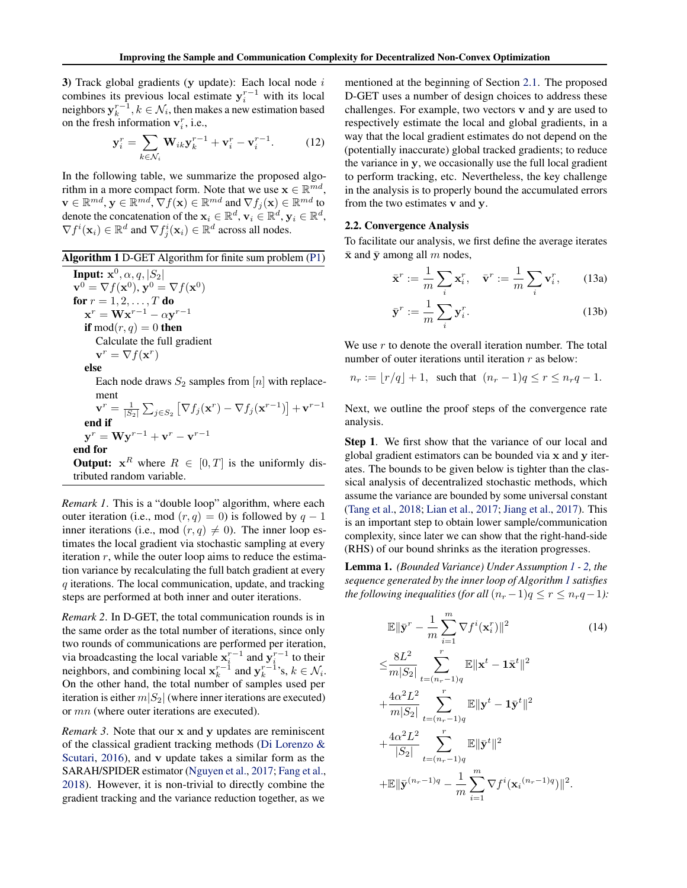**3)** Track global gradients ($\mathbf{y}$ update): Each local node $i$ combines its previous local estimate $\mathbf{y}_i^{r-1}$ with its local neighbors $\mathbf{y}_k^{r-1}, k \in \mathcal{N}_i$, then makes a new estimation based on the fresh information $\mathbf{v}_i^r$, i.e.,

$$\mathbf{y}_i^r = \sum_{k \in \mathcal{N}_i} \mathbf{W}_{ik} \mathbf{y}_k^{r-1} + \mathbf{v}_i^r - \mathbf{v}_i^{r-1}. \tag{12}$$

In the following table, we summarize the proposed algorithm in a more compact form. Note that we use $\mathbf{x} \in \mathbb{R}^{md}$, $\mathbf{v} \in \mathbb{R}^{md}$, $\mathbf{y} \in \mathbb{R}^{md}$, $\nabla f(\mathbf{x}) \in \mathbb{R}^{md}$ and $\nabla f_j(\mathbf{x}) \in \mathbb{R}^{md}$ to denote the concatenation of the $\mathbf{x}_i \in \mathbb{R}^d$, $\mathbf{v}_i \in \mathbb{R}^d$, $\mathbf{y}_i \in \mathbb{R}^d$, $\nabla f^i(\mathbf{x}_i) \in \mathbb{R}^d$ and $\nabla f_j^i(\mathbf{x}_i) \in \mathbb{R}^d$ across all nodes.

**Algorithm 1** D-GET Algorithm for finite sum problem (P1)

```
Input: x^0, α, q, |S_2|
v^0 = ∇f(x^0), y^0 = ∇f(x^0)
for r = 1, 2, ..., T do
    x^r = W x^{r-1} − α y^{r-1}
    if mod(r, q) = 0 then
        Calculate the full gradient
        v^r = ∇f(x^r)
    else
        Each node draws S_2 samples from [n] with replacement
        v^r = (1/|S_2|) Σ_{j∈S_2} [∇f_j(x^r) − ∇f_j(x^{r-1})] + v^{r-1}
    end if
    y^r = W y^{r-1} + v^r − v^{r-1}
end for
Output: x^R where R ∈ [0, T] is the uniformly distributed random variable.
```

*Remark 1*. This is a "double loop" algorithm, where each outer iteration (i.e., mod $(r, q) = 0$) is followed by $q - 1$ inner iterations (i.e., mod $(r, q) \neq 0$). The inner loop estimates the local gradient via stochastic sampling at every iteration $r$, while the outer loop aims to reduce the estimation variance by recalculating the full batch gradient at every $q$ iterations. The local communication, update, and tracking steps are performed at both inner and outer iterations.

*Remark 2*. In D-GET, the total communication rounds is in the same order as the total number of iterations, since only two rounds of communications are performed per iteration, via broadcasting the local variable $\mathbf{x}_i^{r-1}$ and $\mathbf{y}_i^{r-1}$ to their neighbors, and combining local $\mathbf{x}_k^{r-1}$ and $\mathbf{y}_k^{r-1}$'s, $k \in \mathcal{N}_i$. On the other hand, the total number of samples used per iteration is either $m|S_2|$ (where inner iterations are executed) or $mn$ (where outer iterations are executed).

*Remark 3*. Note that our $\mathbf{x}$ and $\mathbf{y}$ updates are reminiscent of the classical gradient tracking methods (Di Lorenzo & Scutari, 2016), and $\mathbf{v}$ update takes a similar form as the SARAH/SPIDER estimator (Nguyen et al., 2017; Fang et al., 2018). However, it is non-trivial to directly combine the gradient tracking and the variance reduction together, as we mentioned at the beginning of Section 2.1. The proposed D-GET uses a number of design choices to address these challenges. For example, two vectors $\mathbf{v}$ and $\mathbf{y}$ are used to respectively estimate the local and global gradients, in a way that the local gradient estimates do not depend on the (potentially inaccurate) global tracked gradients; to reduce the variance in $\mathbf{y}$, we occasionally use the full local gradient to perform tracking, etc. Nevertheless, the key challenge in the analysis is to properly bound the accumulated errors from the two estimates $\mathbf{v}$ and $\mathbf{y}$.

### 2.2. Convergence Analysis

To facilitate our analysis, we first define the average iterates $\bar{\mathbf{x}}$ and $\bar{\mathbf{y}}$ among all $m$ nodes,

$$\bar{\mathbf{x}}^r := \frac{1}{m} \sum_i \mathbf{x}_i^r, \quad \bar{\mathbf{v}}^r := \frac{1}{m} \sum_i \mathbf{v}_i^r, \tag{13a}$$

$$\bar{\mathbf{y}}^r := \frac{1}{m} \sum_i \mathbf{y}_i^r. \tag{13b}$$

We use $r$ to denote the overall iteration number. The total number of outer iterations until iteration $r$ as below:

$$n_r := \lfloor r/q \rfloor + 1, \ \text{ such that } \ (n_r - 1)q \leq r \leq n_r q - 1.$$

Next, we outline the proof steps of the convergence rate analysis.

**Step 1**. We first show that the variance of our local and global gradient estimators can be bounded via $\mathbf{x}$ and $\mathbf{y}$ iterates. The bounds to be given below is tighter than the classical analysis of decentralized stochastic methods, which assume the variance are bounded by some universal constant (Tang et al., 2018; Lian et al., 2017; Jiang et al., 2017). This is an important step to obtain lower sample/communication complexity, since later we can show that the right-hand-side (RHS) of our bound shrinks as the iteration progresses.

**Lemma 1.** *(Bounded Variance) Under Assumption 1 - 2, the sequence generated by the inner loop of Algorithm 1 satisfies the following inequalities (for all $(n_r - 1)q \leq r \leq n_r q - 1$):*

$$\begin{aligned}
&\mathbb{E}\|\bar{\mathbf{y}}^r - \frac{1}{m}\sum_{i=1}^m \nabla f^i(\mathbf{x}_i^r)\|^2 \\
\leq &\frac{8L^2}{m|S_2|} \sum_{t=(n_r-1)q}^{r} \mathbb{E}\|\mathbf{x}^t - \mathbf{1}\bar{\mathbf{x}}^t\|^2 \\
+ &\frac{4\alpha^2 L^2}{m|S_2|} \sum_{t=(n_r-1)q}^{r} \mathbb{E}\|\mathbf{y}^t - \mathbf{1}\bar{\mathbf{y}}^t\|^2 \\
+ &\frac{4\alpha^2 L^2}{|S_2|} \sum_{t=(n_r-1)q}^{r} \mathbb{E}\|\bar{\mathbf{y}}^t\|^2 \\
+ &\mathbb{E}\|\bar{\mathbf{y}}^{(n_r-1)q} - \frac{1}{m}\sum_{i=1}^m \nabla f^i(\mathbf{x}_i^{(n_r-1)q})\|^2.
\end{aligned} \tag{14}$$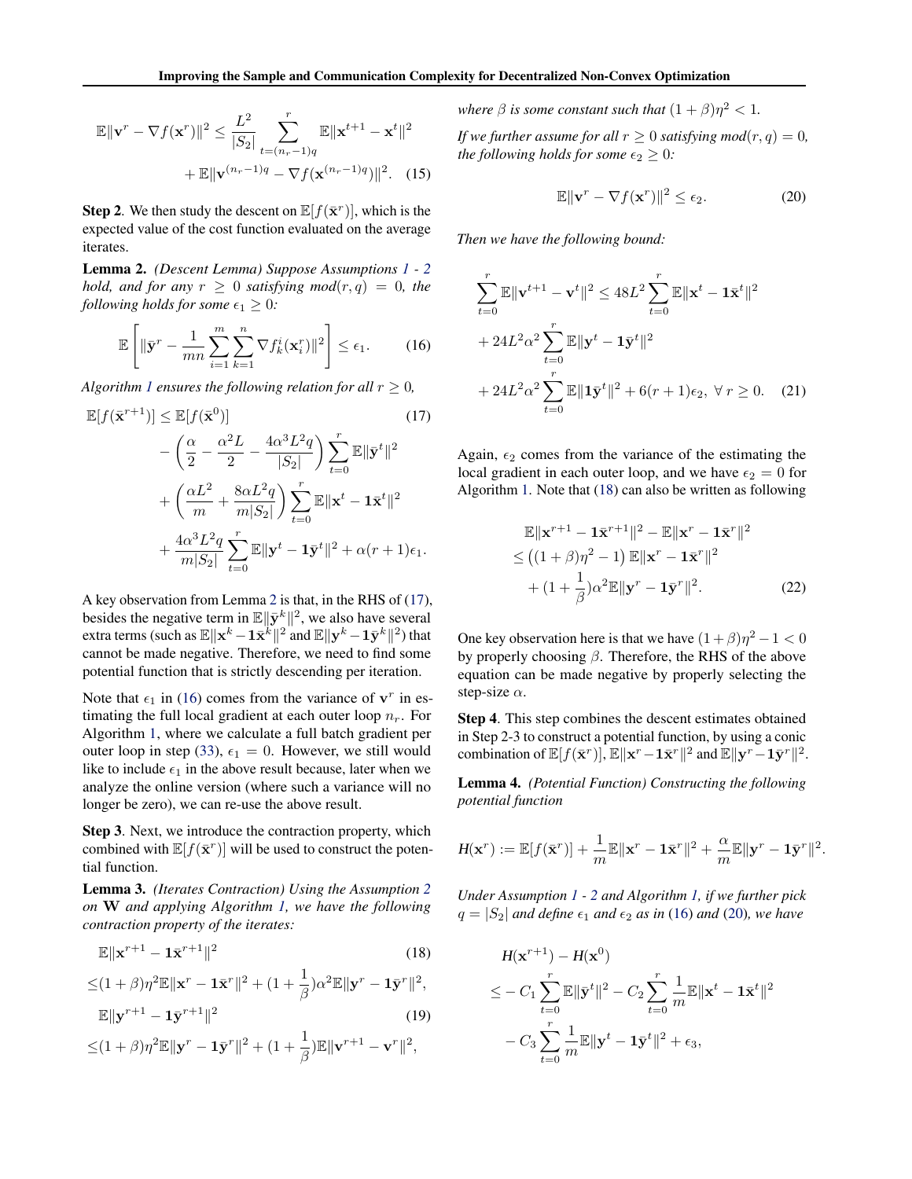$$\mathbb{E}\|\mathbf{v}^r - \nabla f(\mathbf{x}^r)\|^2 \leq \frac{L^2}{|S_2|}\sum_{t=(n_r-1)q}^{r}\mathbb{E}\|\mathbf{x}^{t+1}-\mathbf{x}^t\|^2 + \mathbb{E}\|\mathbf{v}^{(n_r-1)q} - \nabla f(\mathbf{x}^{(n_r-1)q})\|^2. \quad (15)$$

**Step 2**. We then study the descent on $\mathbb{E}[f(\bar{\mathbf{x}}^r)]$, which is the expected value of the cost function evaluated on the average iterates.

**Lemma 2.** *(Descent Lemma) Suppose Assumptions 1 - 2 hold, and for any $r \geq 0$ satisfying mod$(r, q) = 0$, the following holds for some $\epsilon_1 \geq 0$:*

$$\mathbb{E}\left[\|\bar{\mathbf{y}}^r - \frac{1}{mn}\sum_{i=1}^{m}\sum_{k=1}^{n}\nabla f_k^i(\mathbf{x}_i^r)\|^2\right] \leq \epsilon_1. \quad (16)$$

*Algorithm 1 ensures the following relation for all $r \geq 0$,*

$$\begin{aligned}\mathbb{E}[f(\bar{\mathbf{x}}^{r+1})] &\leq \mathbb{E}[f(\bar{\mathbf{x}}^0)] \quad (17)\\ &- \left(\frac{\alpha}{2} - \frac{\alpha^2 L}{2} - \frac{4\alpha^3 L^2 q}{|S_2|}\right)\sum_{t=0}^{r}\mathbb{E}\|\bar{\mathbf{y}}^t\|^2 \\ &+ \left(\frac{\alpha L^2}{m} + \frac{8\alpha L^2 q}{m|S_2|}\right)\sum_{t=0}^{r}\mathbb{E}\|\mathbf{x}^t - \mathbf{1}\bar{\mathbf{x}}^t\|^2 \\ &+ \frac{4\alpha^3 L^2 q}{m|S_2|}\sum_{t=0}^{r}\mathbb{E}\|\mathbf{y}^t - \mathbf{1}\bar{\mathbf{y}}^t\|^2 + \alpha(r+1)\epsilon_1.\end{aligned}$$

A key observation from Lemma 2 is that, in the RHS of (17), besides the negative term in $\mathbb{E}\|\bar{\mathbf{y}}^k\|^2$, we also have several extra terms (such as $\mathbb{E}\|\mathbf{x}^k - \mathbf{1}\bar{\mathbf{x}}^k\|^2$ and $\mathbb{E}\|\mathbf{y}^k - \mathbf{1}\bar{\mathbf{y}}^k\|^2$) that cannot be made negative. Therefore, we need to find some potential function that is strictly descending per iteration.

Note that $\epsilon_1$ in (16) comes from the variance of $\mathbf{v}^r$ in estimating the full local gradient at each outer loop $n_r$. For Algorithm 1, where we calculate a full batch gradient per outer loop in step (33), $\epsilon_1 = 0$. However, we still would like to include $\epsilon_1$ in the above result because, later when we analyze the online version (where such a variance will no longer be zero), we can re-use the above result.

**Step 3**. Next, we introduce the contraction property, which combined with $\mathbb{E}[f(\bar{\mathbf{x}}^r)]$ will be used to construct the potential function.

**Lemma 3.** *(Iterates Contraction) Using the Assumption 2 on $\mathbf{W}$ and applying Algorithm 1, we have the following contraction property of the iterates:*

$$\begin{aligned}&\mathbb{E}\|\mathbf{x}^{r+1} - \mathbf{1}\bar{\mathbf{x}}^{r+1}\|^2 \quad (18)\\ \leq& (1+\beta)\eta^2\mathbb{E}\|\mathbf{x}^r - \mathbf{1}\bar{\mathbf{x}}^r\|^2 + (1+\frac{1}{\beta})\alpha^2\mathbb{E}\|\mathbf{y}^r - \mathbf{1}\bar{\mathbf{y}}^r\|^2,\end{aligned}$$

$$\begin{aligned}&\mathbb{E}\|\mathbf{y}^{r+1} - \mathbf{1}\bar{\mathbf{y}}^{r+1}\|^2 \quad (19)\\ \leq& (1+\beta)\eta^2\mathbb{E}\|\mathbf{y}^r - \mathbf{1}\bar{\mathbf{y}}^r\|^2 + (1+\frac{1}{\beta})\mathbb{E}\|\mathbf{v}^{r+1} - \mathbf{v}^r\|^2,\end{aligned}$$

*where $\beta$ is some constant such that $(1+\beta)\eta^2 < 1$.*

*If we further assume for all $r \geq 0$ satisfying mod$(r, q) = 0$, the following holds for some $\epsilon_2 \geq 0$:*

$$\mathbb{E}\|\mathbf{v}^r - \nabla f(\mathbf{x}^r)\|^2 \leq \epsilon_2. \quad (20)$$

*Then we have the following bound:*

$$\begin{aligned}\sum_{t=0}^{r}\mathbb{E}\|\mathbf{v}^{t+1} - \mathbf{v}^t\|^2 &\leq 48L^2\sum_{t=0}^{r}\mathbb{E}\|\mathbf{x}^t - \mathbf{1}\bar{\mathbf{x}}^t\|^2 \\ &+ 24L^2\alpha^2\sum_{t=0}^{r}\mathbb{E}\|\mathbf{y}^t - \mathbf{1}\bar{\mathbf{y}}^t\|^2 \\ &+ 24L^2\alpha^2\sum_{t=0}^{r}\mathbb{E}\|\mathbf{1}\bar{\mathbf{y}}^t\|^2 + 6(r+1)\epsilon_2, \ \forall\, r \geq 0. \quad (21)\end{aligned}$$

Again, $\epsilon_2$ comes from the variance of the estimating the local gradient in each outer loop, and we have $\epsilon_2 = 0$ for Algorithm 1. Note that (18) can also be written as following

$$\begin{aligned}&\mathbb{E}\|\mathbf{x}^{r+1} - \mathbf{1}\bar{\mathbf{x}}^{r+1}\|^2 - \mathbb{E}\|\mathbf{x}^r - \mathbf{1}\bar{\mathbf{x}}^r\|^2 \\ \leq& \left((1+\beta)\eta^2 - 1\right)\mathbb{E}\|\mathbf{x}^r - \mathbf{1}\bar{\mathbf{x}}^r\|^2 \\ &+ (1+\frac{1}{\beta})\alpha^2\mathbb{E}\|\mathbf{y}^r - \mathbf{1}\bar{\mathbf{y}}^r\|^2. \quad (22)\end{aligned}$$

One key observation here is that we have $(1+\beta)\eta^2 - 1 < 0$ by properly choosing $\beta$. Therefore, the RHS of the above equation can be made negative by properly selecting the step-size $\alpha$.

**Step 4**. This step combines the descent estimates obtained in Step 2-3 to construct a potential function, by using a conic combination of $\mathbb{E}[f(\bar{\mathbf{x}}^r)]$, $\mathbb{E}\|\mathbf{x}^r - \mathbf{1}\bar{\mathbf{x}}^r\|^2$ and $\mathbb{E}\|\mathbf{y}^r - \mathbf{1}\bar{\mathbf{y}}^r\|^2$.

**Lemma 4.** *(Potential Function) Constructing the following potential function*

$$H(\mathbf{x}^r) := \mathbb{E}[f(\bar{\mathbf{x}}^r)] + \frac{1}{m}\mathbb{E}\|\mathbf{x}^r - \mathbf{1}\bar{\mathbf{x}}^r\|^2 + \frac{\alpha}{m}\mathbb{E}\|\mathbf{y}^r - \mathbf{1}\bar{\mathbf{y}}^r\|^2.$$

*Under Assumption 1 - 2 and Algorithm 1, if we further pick $q = |S_2|$ and define $\epsilon_1$ and $\epsilon_2$ as in (16) and (20), we have*

$$\begin{aligned}&H(\mathbf{x}^{r+1}) - H(\mathbf{x}^0) \\ \leq& -C_1\sum_{t=0}^{r}\mathbb{E}\|\bar{\mathbf{y}}^t\|^2 - C_2\sum_{t=0}^{r}\frac{1}{m}\mathbb{E}\|\mathbf{x}^t - \mathbf{1}\bar{\mathbf{x}}^t\|^2 \\ &- C_3\sum_{t=0}^{r}\frac{1}{m}\mathbb{E}\|\mathbf{y}^t - \mathbf{1}\bar{\mathbf{y}}^t\|^2 + \epsilon_3,\end{aligned}$$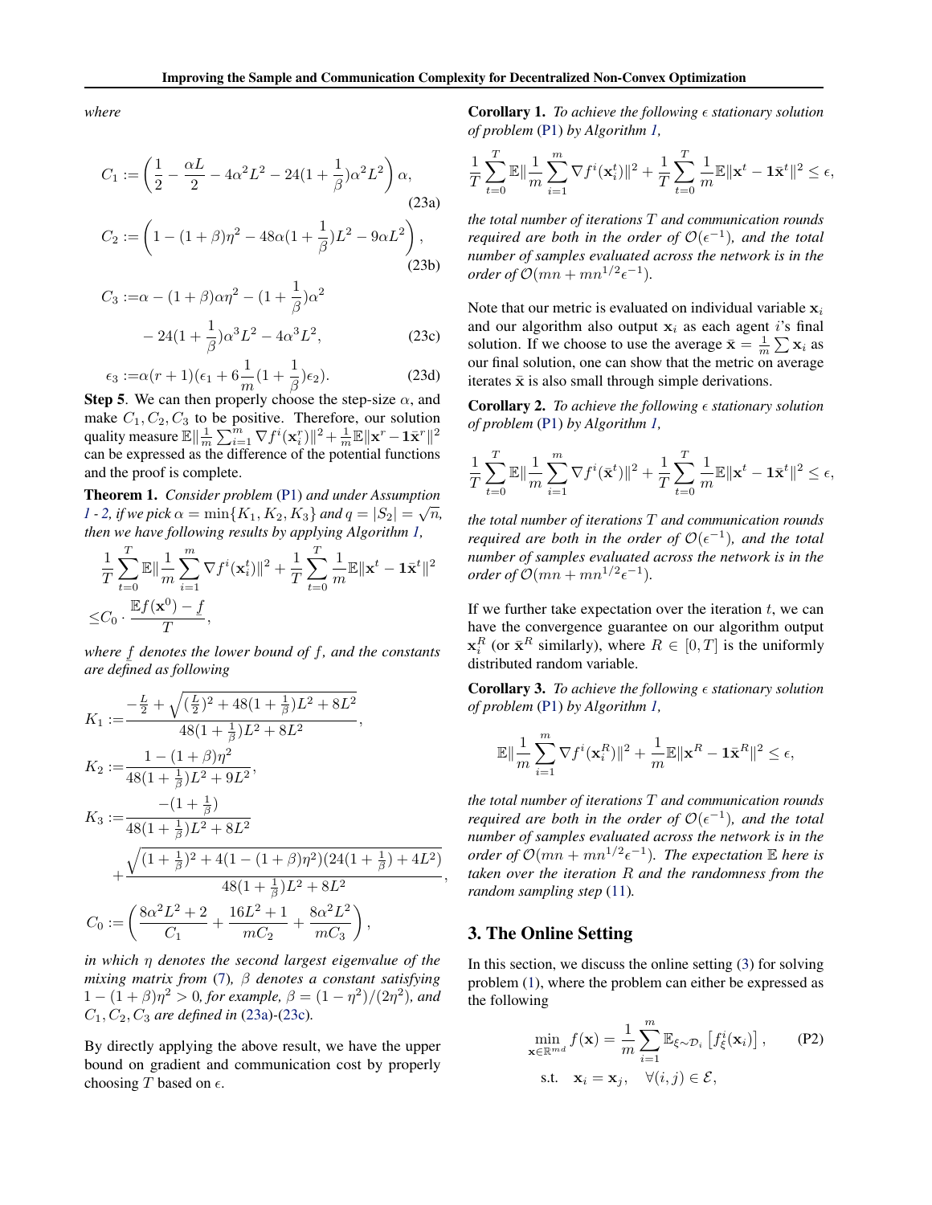where

$$C_1 := \left(\frac{1}{2} - \frac{\alpha L}{2} - 4\alpha^2 L^2 - 24(1+\frac{1}{\beta})\alpha^2 L^2\right)\alpha, \tag{23a}$$

$$C_2 := \left(1 - (1+\beta)\eta^2 - 48\alpha(1+\frac{1}{\beta})L^2 - 9\alpha L^2\right), \tag{23b}$$

$$C_3 := \alpha - (1+\beta)\alpha\eta^2 - (1+\frac{1}{\beta})\alpha^2 - 24(1+\frac{1}{\beta})\alpha^3 L^2 - 4\alpha^3 L^2, \tag{23c}$$

$$\epsilon_3 := \alpha(r+1)(\epsilon_1 + 6\frac{1}{m}(1+\frac{1}{\beta})\epsilon_2). \tag{23d}$$

**Step 5**. We can then properly choose the step-size $\alpha$, and make $C_1, C_2, C_3$ to be positive. Therefore, our solution quality measure $\mathbb{E}\|\frac{1}{m}\sum_{i=1}^m \nabla f^i(\mathbf{x}_i^r)\|^2 + \frac{1}{m}\mathbb{E}\|\mathbf{x}^r - \mathbf{1}\bar{\mathbf{x}}^r\|^2$ can be expressed as the difference of the potential functions and the proof is complete.

**Theorem 1.** *Consider problem* (P1) *and under Assumption 1 - 2, if we pick* $\alpha = \min\{K_1, K_2, K_3\}$ *and* $q = |S_2| = \sqrt{n}$*, then we have following results by applying Algorithm 1,*

$$\frac{1}{T}\sum_{t=0}^{T}\mathbb{E}\|\frac{1}{m}\sum_{i=1}^{m}\nabla f^i(\mathbf{x}_i^t)\|^2 + \frac{1}{T}\sum_{t=0}^{T}\frac{1}{m}\mathbb{E}\|\mathbf{x}^t - \mathbf{1}\bar{\mathbf{x}}^t\|^2 \leq C_0 \cdot \frac{\mathbb{E}f(\mathbf{x}^0) - \underline{f}}{T},$$

*where* $\underline{f}$ *denotes the lower bound of* $f$*, and the constants are defined as following*

$$K_1 := \frac{-\frac{L}{2} + \sqrt{(\frac{L}{2})^2 + 48(1+\frac{1}{\beta})L^2 + 8L^2}}{48(1+\frac{1}{\beta})L^2 + 8L^2},$$

$$K_2 := \frac{1 - (1+\beta)\eta^2}{48(1+\frac{1}{\beta})L^2 + 9L^2},$$

$$K_3 := \frac{-(1+\frac{1}{\beta})}{48(1+\frac{1}{\beta})L^2 + 8L^2} + \frac{\sqrt{(1+\frac{1}{\beta})^2 + 4(1-(1+\beta)\eta^2)(24(1+\frac{1}{\beta}) + 4L^2)}}{48(1+\frac{1}{\beta})L^2 + 8L^2},$$

$$C_0 := \left(\frac{8\alpha^2 L^2 + 2}{C_1} + \frac{16L^2 + 1}{mC_2} + \frac{8\alpha^2 L^2}{mC_3}\right),$$

*in which* $\eta$ *denotes the second largest eigenvalue of the mixing matrix from* (7)*,* $\beta$ *denotes a constant satisfying* $1 - (1+\beta)\eta^2 > 0$*, for example,* $\beta = (1-\eta^2)/(2\eta^2)$*, and* $C_1, C_2, C_3$ *are defined in* (23a)-(23c)*.*

By directly applying the above result, we have the upper bound on gradient and communication cost by properly choosing $T$ based on $\epsilon$.

**Corollary 1.** *To achieve the following* $\epsilon$ *stationary solution of problem* (P1) *by Algorithm 1,*

$$\frac{1}{T}\sum_{t=0}^{T}\mathbb{E}\|\frac{1}{m}\sum_{i=1}^{m}\nabla f^i(\mathbf{x}_i^t)\|^2 + \frac{1}{T}\sum_{t=0}^{T}\frac{1}{m}\mathbb{E}\|\mathbf{x}^t - \mathbf{1}\bar{\mathbf{x}}^t\|^2 \leq \epsilon,$$

*the total number of iterations* $T$ *and communication rounds required are both in the order of* $\mathcal{O}(\epsilon^{-1})$*, and the total number of samples evaluated across the network is in the order of* $\mathcal{O}(mn + mn^{1/2}\epsilon^{-1})$*.*

Note that our metric is evaluated on individual variable $\mathbf{x}_i$ and our algorithm also output $\mathbf{x}_i$ as each agent $i$'s final solution. If we choose to use the average $\bar{\mathbf{x}} = \frac{1}{m}\sum \mathbf{x}_i$ as our final solution, one can show that the metric on average iterates $\bar{\mathbf{x}}$ is also small through simple derivations.

**Corollary 2.** *To achieve the following* $\epsilon$ *stationary solution of problem* (P1) *by Algorithm 1,*

$$\frac{1}{T}\sum_{t=0}^{T}\mathbb{E}\|\frac{1}{m}\sum_{i=1}^{m}\nabla f^i(\bar{\mathbf{x}}^t)\|^2 + \frac{1}{T}\sum_{t=0}^{T}\frac{1}{m}\mathbb{E}\|\mathbf{x}^t - \mathbf{1}\bar{\mathbf{x}}^t\|^2 \leq \epsilon,$$

*the total number of iterations* $T$ *and communication rounds required are both in the order of* $\mathcal{O}(\epsilon^{-1})$*, and the total number of samples evaluated across the network is in the order of* $\mathcal{O}(mn + mn^{1/2}\epsilon^{-1})$*.*

If we further take expectation over the iteration $t$, we can have the convergence guarantee on our algorithm output $\mathbf{x}_i^R$ (or $\bar{\mathbf{x}}^R$ similarly), where $R \in [0, T]$ is the uniformly distributed random variable.

**Corollary 3.** *To achieve the following* $\epsilon$ *stationary solution of problem* (P1) *by Algorithm 1,*

$$\mathbb{E}\|\frac{1}{m}\sum_{i=1}^{m}\nabla f^i(\mathbf{x}_i^R)\|^2 + \frac{1}{m}\mathbb{E}\|\mathbf{x}^R - \mathbf{1}\bar{\mathbf{x}}^R\|^2 \leq \epsilon,$$

*the total number of iterations* $T$ *and communication rounds required are both in the order of* $\mathcal{O}(\epsilon^{-1})$*, and the total number of samples evaluated across the network is in the order of* $\mathcal{O}(mn + mn^{1/2}\epsilon^{-1})$*. The expectation* $\mathbb{E}$ *here is taken over the iteration* $R$ *and the randomness from the random sampling step* (11)*.*

## 3. The Online Setting

In this section, we discuss the online setting (3) for solving problem (1), where the problem can either be expressed as the following

$$\min_{\mathbf{x}\in\mathbb{R}^{md}} f(\mathbf{x}) = \frac{1}{m}\sum_{i=1}^{m}\mathbb{E}_{\xi\sim\mathcal{D}_i}\left[f_\xi^i(\mathbf{x}_i)\right], \quad \text{s.t.} \quad \mathbf{x}_i = \mathbf{x}_j, \quad \forall (i,j) \in \mathcal{E}, \tag{P2}$$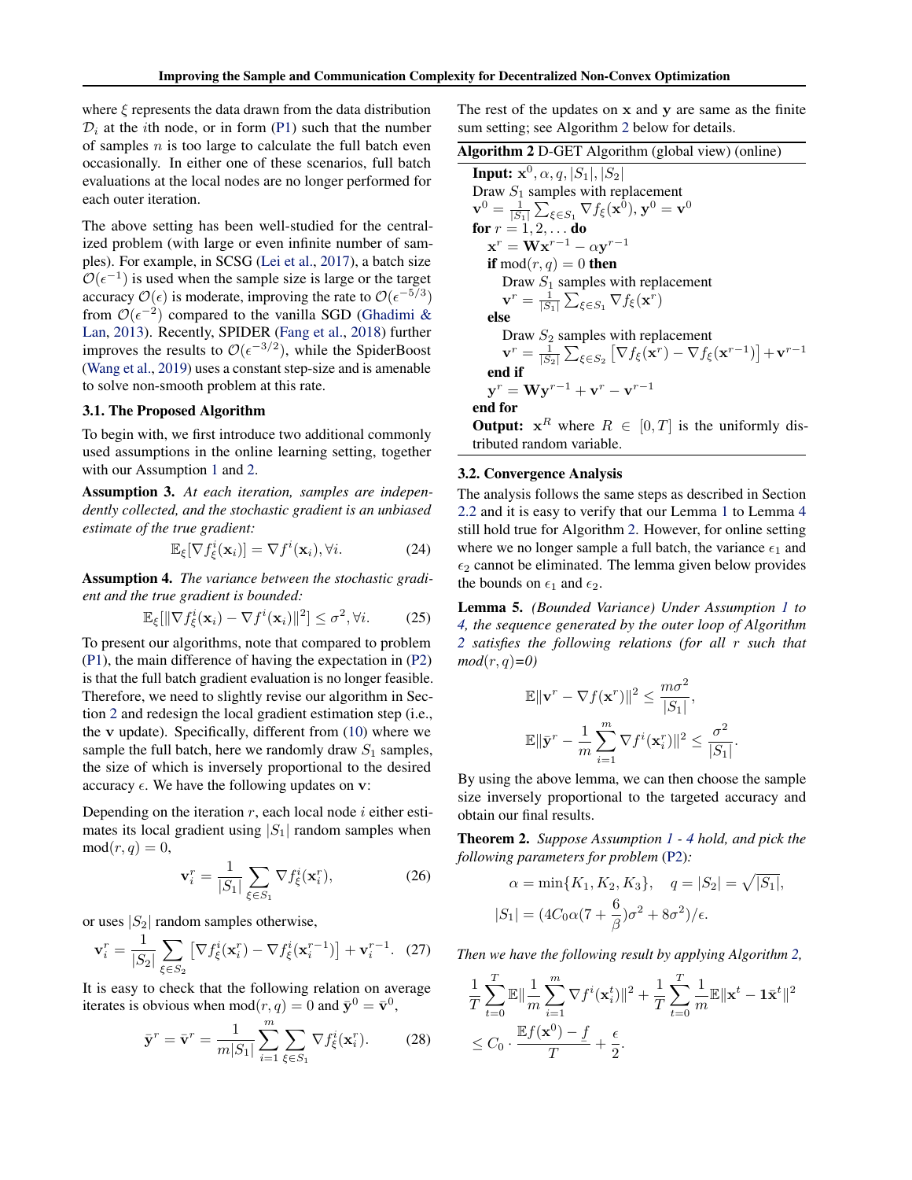where $\xi$ represents the data drawn from the data distribution $\mathcal{D}_i$ at the $i$th node, or in form (P1) such that the number of samples $n$ is too large to calculate the full batch even occasionally. In either one of these scenarios, full batch evaluations at the local nodes are no longer performed for each outer iteration.

The above setting has been well-studied for the centralized problem (with large or even infinite number of samples). For example, in SCSG (Lei et al., 2017), a batch size $\mathcal{O}(\epsilon^{-1})$ is used when the sample size is large or the target accuracy $\mathcal{O}(\epsilon)$ is moderate, improving the rate to $\mathcal{O}(\epsilon^{-5/3})$ from $\mathcal{O}(\epsilon^{-2})$ compared to the vanilla SGD (Ghadimi & Lan, 2013). Recently, SPIDER (Fang et al., 2018) further improves the results to $\mathcal{O}(\epsilon^{-3/2})$, while the SpiderBoost (Wang et al., 2019) uses a constant step-size and is amenable to solve non-smooth problem at this rate.

### 3.1. The Proposed Algorithm

To begin with, we first introduce two additional commonly used assumptions in the online learning setting, together with our Assumption 1 and 2.

**Assumption 3.** *At each iteration, samples are independently collected, and the stochastic gradient is an unbiased estimate of the true gradient:*

$$\mathbb{E}_{\xi}[\nabla f^i_{\xi}(\mathbf{x}_i)] = \nabla f^i(\mathbf{x}_i), \forall i. \tag{24}$$

**Assumption 4.** *The variance between the stochastic gradient and the true gradient is bounded:*

$$\mathbb{E}_{\xi}[\|\nabla f^i_{\xi}(\mathbf{x}_i) - \nabla f^i(\mathbf{x}_i)\|^2] \le \sigma^2, \forall i. \tag{25}$$

To present our algorithms, note that compared to problem (P1), the main difference of having the expectation in (P2) is that the full batch gradient evaluation is no longer feasible. Therefore, we need to slightly revise our algorithm in Section 2 and redesign the local gradient estimation step (i.e., the $\mathbf{v}$ update). Specifically, different from (10) where we sample the full batch, here we randomly draw $S_1$ samples, the size of which is inversely proportional to the desired accuracy $\epsilon$. We have the following updates on $\mathbf{v}$:

Depending on the iteration $r$, each local node $i$ either estimates its local gradient using $|S_1|$ random samples when $\mathrm{mod}(r, q) = 0$,

$$\mathbf{v}^r_i = \frac{1}{|S_1|}\sum_{\xi\in S_1}\nabla f^i_{\xi}(\mathbf{x}^r_i), \tag{26}$$

or uses $|S_2|$ random samples otherwise,

$$\mathbf{v}^r_i = \frac{1}{|S_2|}\sum_{\xi\in S_2}\left[\nabla f^i_{\xi}(\mathbf{x}^r_i) - \nabla f^i_{\xi}(\mathbf{x}^{r-1}_i)\right] + \mathbf{v}^{r-1}_i. \tag{27}$$

It is easy to check that the following relation on average iterates is obvious when $\mathrm{mod}(r, q) = 0$ and $\bar{\mathbf{y}}^0 = \bar{\mathbf{v}}^0$,

$$\bar{\mathbf{y}}^r = \bar{\mathbf{v}}^r = \frac{1}{m|S_1|}\sum_{i=1}^{m}\sum_{\xi\in S_1}\nabla f^i_{\xi}(\mathbf{x}^r_i). \tag{28}$$

The rest of the updates on $\mathbf{x}$ and $\mathbf{y}$ are same as the finite sum setting; see Algorithm 2 below for details.

**Algorithm 2** D-GET Algorithm (global view) (online)

> **Input:** $\mathbf{x}^0, \alpha, q, |S_1|, |S_2|$
> Draw $S_1$ samples with replacement
> $\mathbf{v}^0 = \frac{1}{|S_1|}\sum_{\xi\in S_1}\nabla f_{\xi}(\mathbf{x}^0)$, $\mathbf{y}^0 = \mathbf{v}^0$
> **for** $r = 1, 2, \ldots$ **do**
> &nbsp;&nbsp;$\mathbf{x}^r = \mathbf{W}\mathbf{x}^{r-1} - \alpha\mathbf{y}^{r-1}$
> &nbsp;&nbsp;**if** $\mathrm{mod}(r, q) = 0$ **then**
> &nbsp;&nbsp;&nbsp;&nbsp;Draw $S_1$ samples with replacement
> &nbsp;&nbsp;&nbsp;&nbsp;$\mathbf{v}^r = \frac{1}{|S_1|}\sum_{\xi\in S_1}\nabla f_{\xi}(\mathbf{x}^r)$
> &nbsp;&nbsp;**else**
> &nbsp;&nbsp;&nbsp;&nbsp;Draw $S_2$ samples with replacement
> &nbsp;&nbsp;&nbsp;&nbsp;$\mathbf{v}^r = \frac{1}{|S_2|}\sum_{\xi\in S_2}\left[\nabla f_{\xi}(\mathbf{x}^r) - \nabla f_{\xi}(\mathbf{x}^{r-1})\right] + \mathbf{v}^{r-1}$
> &nbsp;&nbsp;**end if**
> &nbsp;&nbsp;$\mathbf{y}^r = \mathbf{W}\mathbf{y}^{r-1} + \mathbf{v}^r - \mathbf{v}^{r-1}$
> **end for**
> **Output:** $\mathbf{x}^R$ where $R \in [0, T]$ is the uniformly distributed random variable.

### 3.2. Convergence Analysis

The analysis follows the same steps as described in Section 2.2 and it is easy to verify that our Lemma 1 to Lemma 4 still hold true for Algorithm 2. However, for online setting where we no longer sample a full batch, the variance $\epsilon_1$ and $\epsilon_2$ cannot be eliminated. The lemma given below provides the bounds on $\epsilon_1$ and $\epsilon_2$.

**Lemma 5.** *(Bounded Variance) Under Assumption 1 to 4, the sequence generated by the outer loop of Algorithm 2 satisfies the following relations (for all $r$ such that mod$(r,q)$=0)*

$$\mathbb{E}\|\mathbf{v}^r - \nabla f(\mathbf{x}^r)\|^2 \le \frac{m\sigma^2}{|S_1|},$$

$$\mathbb{E}\|\bar{\mathbf{y}}^r - \frac{1}{m}\sum_{i=1}^{m}\nabla f^i(\mathbf{x}^r_i)\|^2 \le \frac{\sigma^2}{|S_1|}.$$

By using the above lemma, we can then choose the sample size inversely proportional to the targeted accuracy and obtain our final results.

**Theorem 2.** *Suppose Assumption 1 - 4 hold, and pick the following parameters for problem (P2):*

$$\alpha = \min\{K_1, K_2, K_3\}, \quad q = |S_2| = \sqrt{|S_1|},$$

$$|S_1| = (4C_0\alpha(7 + \frac{6}{\beta})\sigma^2 + 8\sigma^2)/\epsilon.$$

*Then we have the following result by applying Algorithm 2,*

$$\frac{1}{T}\sum_{t=0}^{T}\mathbb{E}\|\frac{1}{m}\sum_{i=1}^{m}\nabla f^i(\mathbf{x}^t_i)\|^2 + \frac{1}{T}\sum_{t=0}^{T}\frac{1}{m}\mathbb{E}\|\mathbf{x}^t - \mathbf{1}\bar{\mathbf{x}}^t\|^2$$
$$\le C_0\cdot\frac{\mathbb{E}f(\mathbf{x}^0) - \underline{f}}{T} + \frac{\epsilon}{2}.$$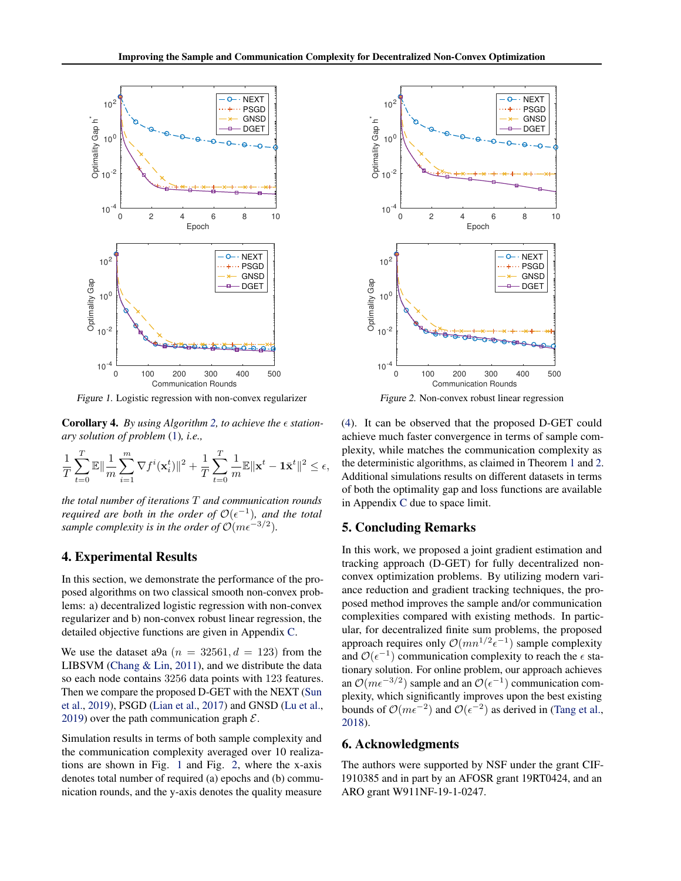Figure 1. Logistic regression with non-convex regularizer

Figure 2. Non-convex robust linear regression

**Corollary 4.** *By using Algorithm 2, to achieve the $\epsilon$ stationary solution of problem (1), i.e.,*

$$\frac{1}{T}\sum_{t=0}^{T}\mathbb{E}\|\frac{1}{m}\sum_{i=1}^{m}\nabla f^i(\mathbf{x}_i^t)\|^2 + \frac{1}{T}\sum_{t=0}^{T}\frac{1}{m}\mathbb{E}\|\mathbf{x}^t - \mathbf{1}\bar{x}^t\|^2 \leq \epsilon,$$

*the total number of iterations $T$ and communication rounds required are both in the order of $\mathcal{O}(\epsilon^{-1})$, and the total sample complexity is in the order of $\mathcal{O}(m\epsilon^{-3/2})$.*

## 4. Experimental Results

In this section, we demonstrate the performance of the proposed algorithms on two classical smooth non-convex problems: a) decentralized logistic regression with non-convex regularizer and b) non-convex robust linear regression, the detailed objective functions are given in Appendix C.

We use the dataset a9a ($n = 32561, d = 123$) from the LIBSVM (Chang & Lin, 2011), and we distribute the data so each node contains 3256 data points with 123 features. Then we compare the proposed D-GET with the NEXT (Sun et al., 2019), PSGD (Lian et al., 2017) and GNSD (Lu et al., 2019) over the path communication graph $\mathcal{E}$.

Simulation results in terms of both sample complexity and the communication complexity averaged over 10 realizations are shown in Fig. 1 and Fig. 2, where the x-axis denotes total number of required (a) epochs and (b) communication rounds, and the y-axis denotes the quality measure (4). It can be observed that the proposed D-GET could achieve much faster convergence in terms of sample complexity, while matches the communication complexity as the deterministic algorithms, as claimed in Theorem 1 and 2. Additional simulations results on different datasets in terms of both the optimality gap and loss functions are available in Appendix C due to space limit.

## 5. Concluding Remarks

In this work, we proposed a joint gradient estimation and tracking approach (D-GET) for fully decentralized non-convex optimization problems. By utilizing modern variance reduction and gradient tracking techniques, the proposed method improves the sample and/or communication complexities compared with existing methods. In particular, for decentralized finite sum problems, the proposed approach requires only $\mathcal{O}(mn^{1/2}\epsilon^{-1})$ sample complexity and $\mathcal{O}(\epsilon^{-1})$ communication complexity to reach the $\epsilon$ stationary solution. For online problem, our approach achieves an $\mathcal{O}(m\epsilon^{-3/2})$ sample and an $\mathcal{O}(\epsilon^{-1})$ communication complexity, which significantly improves upon the best existing bounds of $\mathcal{O}(m\epsilon^{-2})$ and $\mathcal{O}(\epsilon^{-2})$ as derived in (Tang et al., 2018).

## 6. Acknowledgments

The authors were supported by NSF under the grant CIF-1910385 and in part by an AFOSR grant 19RT0424, and an ARO grant W911NF-19-1-0247.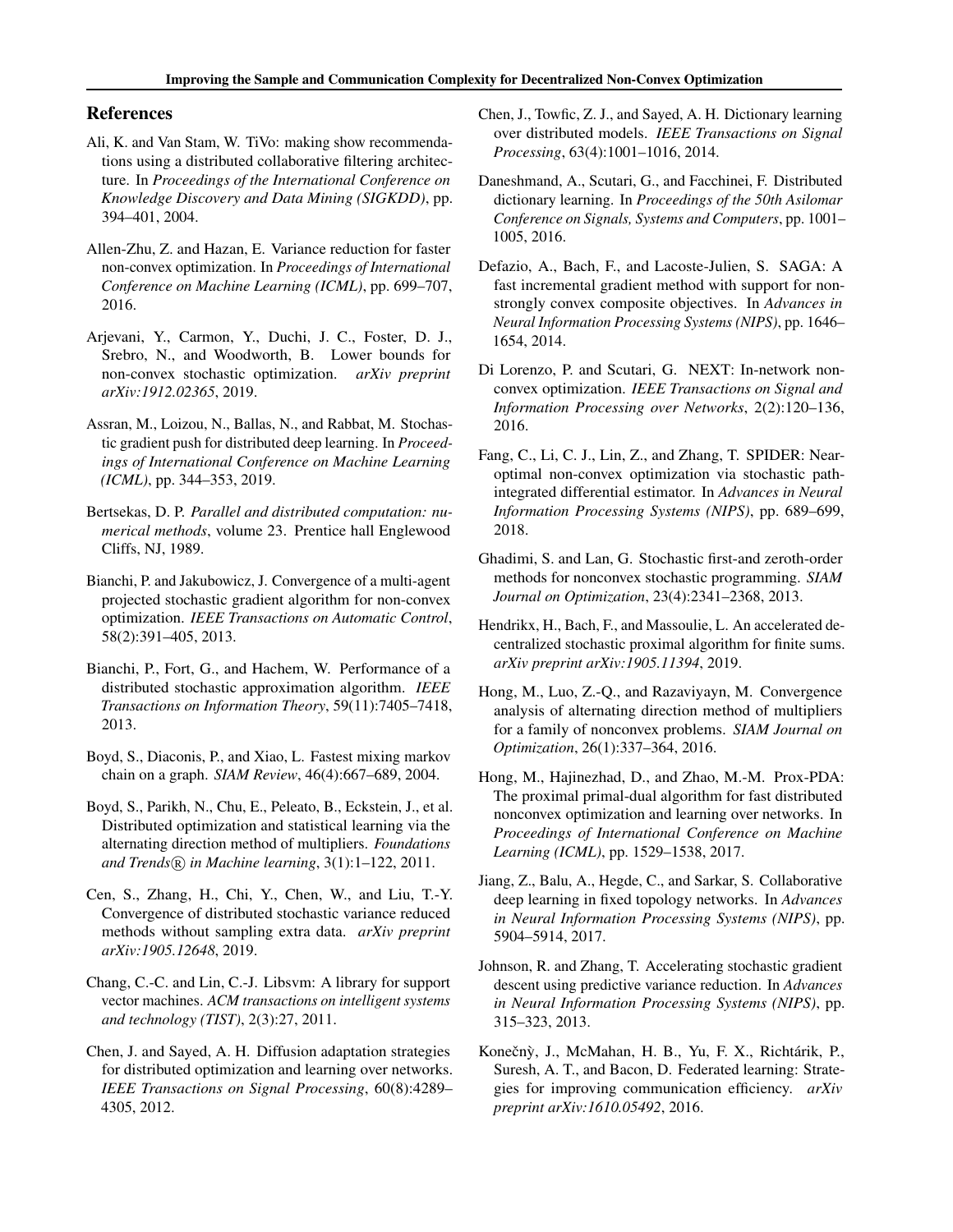## References

Ali, K. and Van Stam, W. TiVo: making show recommendations using a distributed collaborative filtering architecture. In *Proceedings of the International Conference on Knowledge Discovery and Data Mining (SIGKDD)*, pp. 394–401, 2004.

Allen-Zhu, Z. and Hazan, E. Variance reduction for faster non-convex optimization. In *Proceedings of International Conference on Machine Learning (ICML)*, pp. 699–707, 2016.

Arjevani, Y., Carmon, Y., Duchi, J. C., Foster, D. J., Srebro, N., and Woodworth, B. Lower bounds for non-convex stochastic optimization. *arXiv preprint arXiv:1912.02365*, 2019.

Assran, M., Loizou, N., Ballas, N., and Rabbat, M. Stochastic gradient push for distributed deep learning. In *Proceedings of International Conference on Machine Learning (ICML)*, pp. 344–353, 2019.

Bertsekas, D. P. *Parallel and distributed computation: numerical methods*, volume 23. Prentice hall Englewood Cliffs, NJ, 1989.

Bianchi, P. and Jakubowicz, J. Convergence of a multi-agent projected stochastic gradient algorithm for non-convex optimization. *IEEE Transactions on Automatic Control*, 58(2):391–405, 2013.

Bianchi, P., Fort, G., and Hachem, W. Performance of a distributed stochastic approximation algorithm. *IEEE Transactions on Information Theory*, 59(11):7405–7418, 2013.

Boyd, S., Diaconis, P., and Xiao, L. Fastest mixing markov chain on a graph. *SIAM Review*, 46(4):667–689, 2004.

Boyd, S., Parikh, N., Chu, E., Peleato, B., Eckstein, J., et al. Distributed optimization and statistical learning via the alternating direction method of multipliers. *Foundations and Trends® in Machine learning*, 3(1):1–122, 2011.

Cen, S., Zhang, H., Chi, Y., Chen, W., and Liu, T.-Y. Convergence of distributed stochastic variance reduced methods without sampling extra data. *arXiv preprint arXiv:1905.12648*, 2019.

Chang, C.-C. and Lin, C.-J. Libsvm: A library for support vector machines. *ACM transactions on intelligent systems and technology (TIST)*, 2(3):27, 2011.

Chen, J. and Sayed, A. H. Diffusion adaptation strategies for distributed optimization and learning over networks. *IEEE Transactions on Signal Processing*, 60(8):4289–4305, 2012.

Chen, J., Towfic, Z. J., and Sayed, A. H. Dictionary learning over distributed models. *IEEE Transactions on Signal Processing*, 63(4):1001–1016, 2014.

Daneshmand, A., Scutari, G., and Facchinei, F. Distributed dictionary learning. In *Proceedings of the 50th Asilomar Conference on Signals, Systems and Computers*, pp. 1001–1005, 2016.

Defazio, A., Bach, F., and Lacoste-Julien, S. SAGA: A fast incremental gradient method with support for non-strongly convex composite objectives. In *Advances in Neural Information Processing Systems (NIPS)*, pp. 1646–1654, 2014.

Di Lorenzo, P. and Scutari, G. NEXT: In-network non-convex optimization. *IEEE Transactions on Signal and Information Processing over Networks*, 2(2):120–136, 2016.

Fang, C., Li, C. J., Lin, Z., and Zhang, T. SPIDER: Near-optimal non-convex optimization via stochastic path-integrated differential estimator. In *Advances in Neural Information Processing Systems (NIPS)*, pp. 689–699, 2018.

Ghadimi, S. and Lan, G. Stochastic first-and zeroth-order methods for nonconvex stochastic programming. *SIAM Journal on Optimization*, 23(4):2341–2368, 2013.

Hendrikx, H., Bach, F., and Massoulie, L. An accelerated decentralized stochastic proximal algorithm for finite sums. *arXiv preprint arXiv:1905.11394*, 2019.

Hong, M., Luo, Z.-Q., and Razaviyayn, M. Convergence analysis of alternating direction method of multipliers for a family of nonconvex problems. *SIAM Journal on Optimization*, 26(1):337–364, 2016.

Hong, M., Hajinezhad, D., and Zhao, M.-M. Prox-PDA: The proximal primal-dual algorithm for fast distributed nonconvex optimization and learning over networks. In *Proceedings of International Conference on Machine Learning (ICML)*, pp. 1529–1538, 2017.

Jiang, Z., Balu, A., Hegde, C., and Sarkar, S. Collaborative deep learning in fixed topology networks. In *Advances in Neural Information Processing Systems (NIPS)*, pp. 5904–5914, 2017.

Johnson, R. and Zhang, T. Accelerating stochastic gradient descent using predictive variance reduction. In *Advances in Neural Information Processing Systems (NIPS)*, pp. 315–323, 2013.

Konečnỳ, J., McMahan, H. B., Yu, F. X., Richtárik, P., Suresh, A. T., and Bacon, D. Federated learning: Strategies for improving communication efficiency. *arXiv preprint arXiv:1610.05492*, 2016.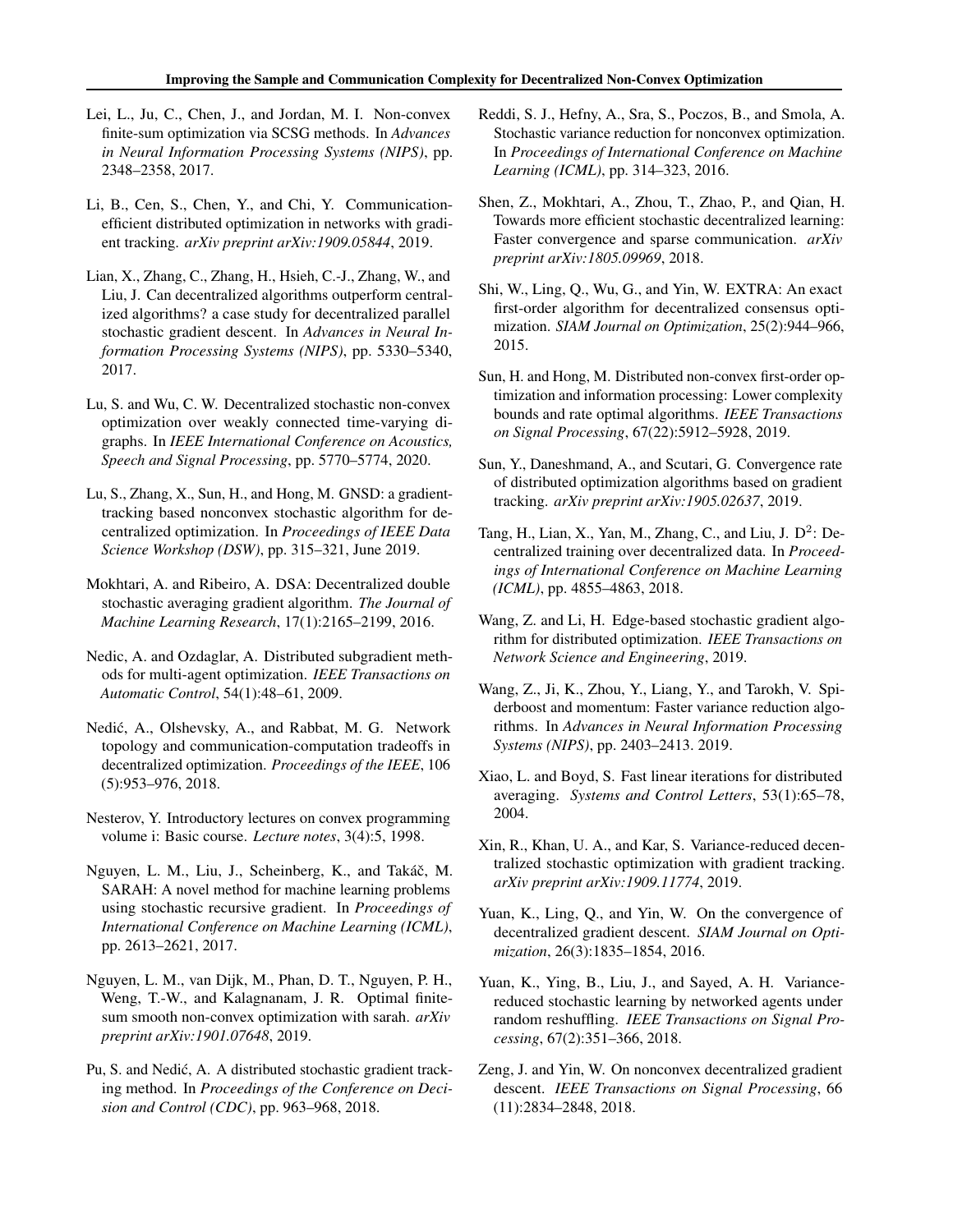Lei, L., Ju, C., Chen, J., and Jordan, M. I. Non-convex finite-sum optimization via SCSG methods. In *Advances in Neural Information Processing Systems (NIPS)*, pp. 2348–2358, 2017.

Li, B., Cen, S., Chen, Y., and Chi, Y. Communication-efficient distributed optimization in networks with gradient tracking. *arXiv preprint arXiv:1909.05844*, 2019.

Lian, X., Zhang, C., Zhang, H., Hsieh, C.-J., Zhang, W., and Liu, J. Can decentralized algorithms outperform centralized algorithms? a case study for decentralized parallel stochastic gradient descent. In *Advances in Neural Information Processing Systems (NIPS)*, pp. 5330–5340, 2017.

Lu, S. and Wu, C. W. Decentralized stochastic non-convex optimization over weakly connected time-varying digraphs. In *IEEE International Conference on Acoustics, Speech and Signal Processing*, pp. 5770–5774, 2020.

Lu, S., Zhang, X., Sun, H., and Hong, M. GNSD: a gradient-tracking based nonconvex stochastic algorithm for decentralized optimization. In *Proceedings of IEEE Data Science Workshop (DSW)*, pp. 315–321, June 2019.

Mokhtari, A. and Ribeiro, A. DSA: Decentralized double stochastic averaging gradient algorithm. *The Journal of Machine Learning Research*, 17(1):2165–2199, 2016.

Nedic, A. and Ozdaglar, A. Distributed subgradient methods for multi-agent optimization. *IEEE Transactions on Automatic Control*, 54(1):48–61, 2009.

Nedić, A., Olshevsky, A., and Rabbat, M. G. Network topology and communication-computation tradeoffs in decentralized optimization. *Proceedings of the IEEE*, 106 (5):953–976, 2018.

Nesterov, Y. Introductory lectures on convex programming volume i: Basic course. *Lecture notes*, 3(4):5, 1998.

Nguyen, L. M., Liu, J., Scheinberg, K., and Takáč, M. SARAH: A novel method for machine learning problems using stochastic recursive gradient. In *Proceedings of International Conference on Machine Learning (ICML)*, pp. 2613–2621, 2017.

Nguyen, L. M., van Dijk, M., Phan, D. T., Nguyen, P. H., Weng, T.-W., and Kalagnanam, J. R. Optimal finite-sum smooth non-convex optimization with sarah. *arXiv preprint arXiv:1901.07648*, 2019.

Pu, S. and Nedić, A. A distributed stochastic gradient tracking method. In *Proceedings of the Conference on Decision and Control (CDC)*, pp. 963–968, 2018.

Reddi, S. J., Hefny, A., Sra, S., Poczos, B., and Smola, A. Stochastic variance reduction for nonconvex optimization. In *Proceedings of International Conference on Machine Learning (ICML)*, pp. 314–323, 2016.

Shen, Z., Mokhtari, A., Zhou, T., Zhao, P., and Qian, H. Towards more efficient stochastic decentralized learning: Faster convergence and sparse communication. *arXiv preprint arXiv:1805.09969*, 2018.

Shi, W., Ling, Q., Wu, G., and Yin, W. EXTRA: An exact first-order algorithm for decentralized consensus optimization. *SIAM Journal on Optimization*, 25(2):944–966, 2015.

Sun, H. and Hong, M. Distributed non-convex first-order optimization and information processing: Lower complexity bounds and rate optimal algorithms. *IEEE Transactions on Signal Processing*, 67(22):5912–5928, 2019.

Sun, Y., Daneshmand, A., and Scutari, G. Convergence rate of distributed optimization algorithms based on gradient tracking. *arXiv preprint arXiv:1905.02637*, 2019.

Tang, H., Lian, X., Yan, M., Zhang, C., and Liu, J. $D^2$: Decentralized training over decentralized data. In *Proceedings of International Conference on Machine Learning (ICML)*, pp. 4855–4863, 2018.

Wang, Z. and Li, H. Edge-based stochastic gradient algorithm for distributed optimization. *IEEE Transactions on Network Science and Engineering*, 2019.

Wang, Z., Ji, K., Zhou, Y., Liang, Y., and Tarokh, V. Spiderboost and momentum: Faster variance reduction algorithms. In *Advances in Neural Information Processing Systems (NIPS)*, pp. 2403–2413. 2019.

Xiao, L. and Boyd, S. Fast linear iterations for distributed averaging. *Systems and Control Letters*, 53(1):65–78, 2004.

Xin, R., Khan, U. A., and Kar, S. Variance-reduced decentralized stochastic optimization with gradient tracking. *arXiv preprint arXiv:1909.11774*, 2019.

Yuan, K., Ling, Q., and Yin, W. On the convergence of decentralized gradient descent. *SIAM Journal on Optimization*, 26(3):1835–1854, 2016.

Yuan, K., Ying, B., Liu, J., and Sayed, A. H. Variance-reduced stochastic learning by networked agents under random reshuffling. *IEEE Transactions on Signal Processing*, 67(2):351–366, 2018.

Zeng, J. and Yin, W. On nonconvex decentralized gradient descent. *IEEE Transactions on Signal Processing*, 66 (11):2834–2848, 2018.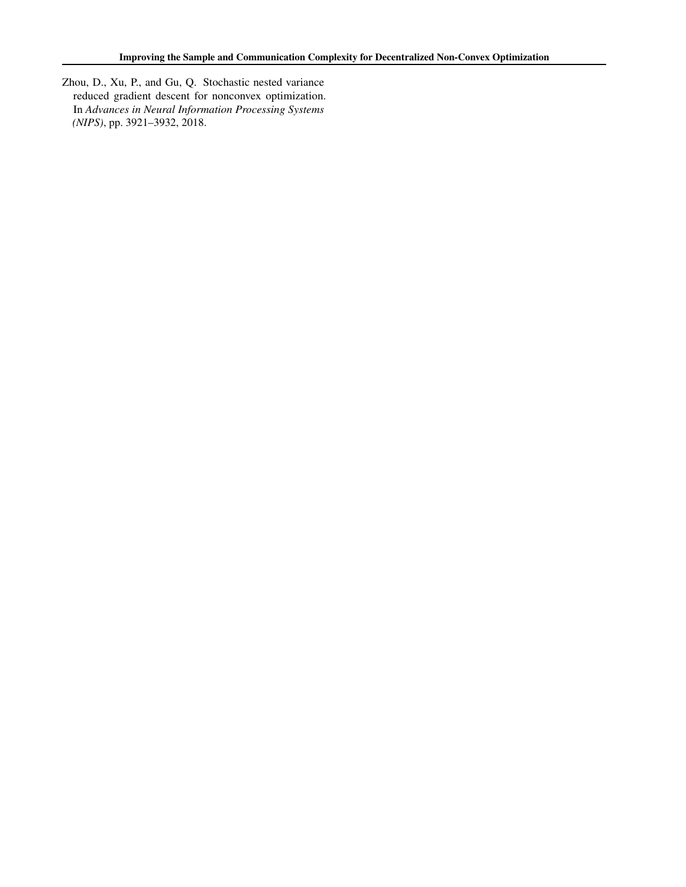Zhou, D., Xu, P., and Gu, Q. Stochastic nested variance reduced gradient descent for nonconvex optimization. In *Advances in Neural Information Processing Systems (NIPS)*, pp. 3921–3932, 2018.